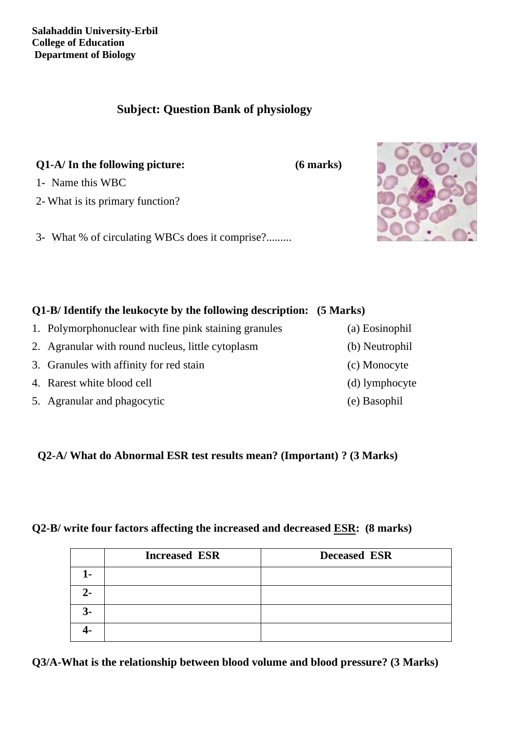**Salahaddin University-Erbil**
**College of Education**
**Department of Biology**

## Subject: Question Bank of physiology

**Q1-A/ In the following picture: (6 marks)**

1- Name this WBC

2- What is its primary function?

3- What % of circulating WBCs does it comprise?.........

**Q1-B/ Identify the leukocyte by the following description: (5 Marks)**

1. Polymorphonuclear with fine pink staining granules — (a) Eosinophil
2. Agranular with round nucleus, little cytoplasm — (b) Neutrophil
3. Granules with affinity for red stain — (c) Monocyte
4. Rarest white blood cell — (d) lymphocyte
5. Agranular and phagocytic — (e) Basophil

**Q2-A/ What do Abnormal ESR test results mean? (Important) ? (3 Marks)**

**Q2-B/ write four factors affecting the increased and decreased ESR: (8 marks)**

| | Increased ESR | Deceased ESR |
|---|---|---|
| 1- | | |
| 2- | | |
| 3- | | |
| 4- | | |

**Q3/A-What is the relationship between blood volume and blood pressure? (3 Marks)**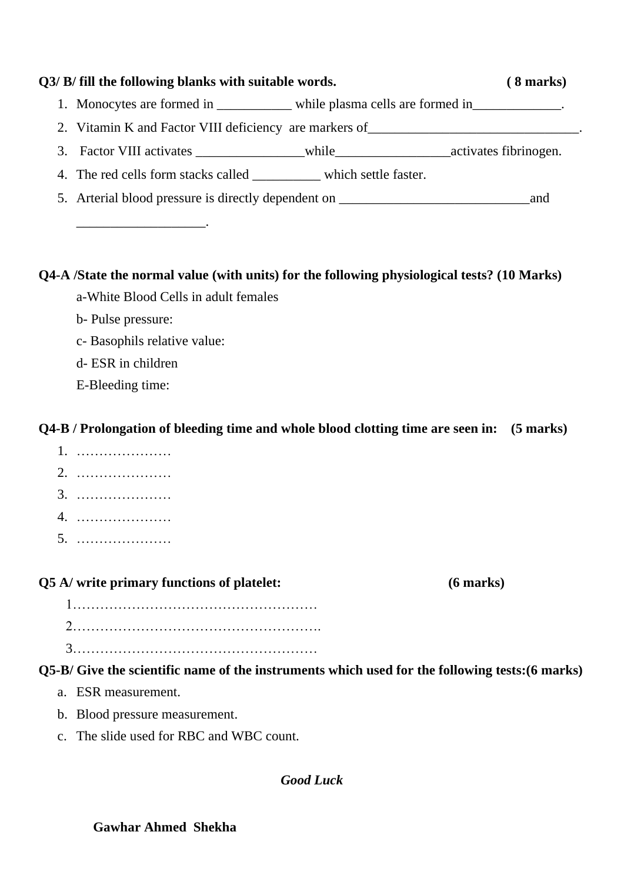**Q3/ B/ fill the following blanks with suitable words. ( 8 marks)**

1. Monocytes are formed in ___________ while plasma cells are formed in_____________.
2. Vitamin K and Factor VIII deficiency are markers of_______________________________.
3. Factor VIII activates ________________while_________________activates fibrinogen.
4. The red cells form stacks called __________ which settle faster.
5. Arterial blood pressure is directly dependent on ____________________________and ___________________.

**Q4-A /State the normal value (with units) for the following physiological tests? (10 Marks)**

a-White Blood Cells in adult females

b- Pulse pressure:

c- Basophils relative value:

d- ESR in children

E-Bleeding time:

**Q4-B / Prolongation of bleeding time and whole blood clotting time are seen in: (5 marks)**

1. …………………
2. …………………
3. …………………
4. …………………
5. …………………

**Q5 A/ write primary functions of platelet: (6 marks)**

1………………………………………………

2……………………………………………….

3………………………………………………

**Q5-B/ Give the scientific name of the instruments which used for the following tests:(6 marks)**

a. ESR measurement.
b. Blood pressure measurement.
c. The slide used for RBC and WBC count.

***Good Luck***

**Gawhar Ahmed Shekha**